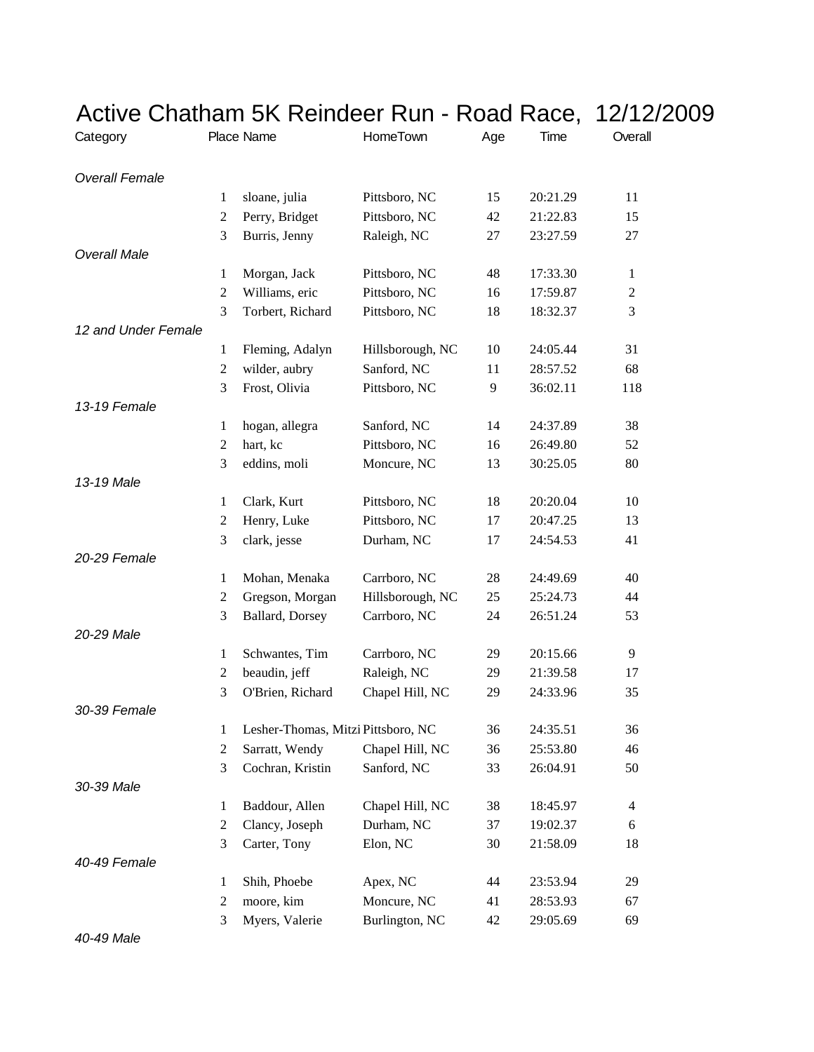# Active Chatham 5K Reindeer Run - Road Race, 12/12/2009

| Category | Place | Name | HomeTown | Age | Time | Overall |
|---|---|---|---|---|---|---|
| *Overall Female* | | | | | | |
| | 1 | sloane, julia | Pittsboro, NC | 15 | 20:21.29 | 11 |
| | 2 | Perry, Bridget | Pittsboro, NC | 42 | 21:22.83 | 15 |
| | 3 | Burris, Jenny | Raleigh, NC | 27 | 23:27.59 | 27 |
| *Overall Male* | | | | | | |
| | 1 | Morgan, Jack | Pittsboro, NC | 48 | 17:33.30 | 1 |
| | 2 | Williams, eric | Pittsboro, NC | 16 | 17:59.87 | 2 |
| | 3 | Torbert, Richard | Pittsboro, NC | 18 | 18:32.37 | 3 |
| *12 and Under Female* | | | | | | |
| | 1 | Fleming, Adalyn | Hillsborough, NC | 10 | 24:05.44 | 31 |
| | 2 | wilder, aubry | Sanford, NC | 11 | 28:57.52 | 68 |
| | 3 | Frost, Olivia | Pittsboro, NC | 9 | 36:02.11 | 118 |
| *13-19 Female* | | | | | | |
| | 1 | hogan, allegra | Sanford, NC | 14 | 24:37.89 | 38 |
| | 2 | hart, kc | Pittsboro, NC | 16 | 26:49.80 | 52 |
| | 3 | eddins, moli | Moncure, NC | 13 | 30:25.05 | 80 |
| *13-19 Male* | | | | | | |
| | 1 | Clark, Kurt | Pittsboro, NC | 18 | 20:20.04 | 10 |
| | 2 | Henry, Luke | Pittsboro, NC | 17 | 20:47.25 | 13 |
| | 3 | clark, jesse | Durham, NC | 17 | 24:54.53 | 41 |
| *20-29 Female* | | | | | | |
| | 1 | Mohan, Menaka | Carrboro, NC | 28 | 24:49.69 | 40 |
| | 2 | Gregson, Morgan | Hillsborough, NC | 25 | 25:24.73 | 44 |
| | 3 | Ballard, Dorsey | Carrboro, NC | 24 | 26:51.24 | 53 |
| *20-29 Male* | | | | | | |
| | 1 | Schwantes, Tim | Carrboro, NC | 29 | 20:15.66 | 9 |
| | 2 | beaudin, jeff | Raleigh, NC | 29 | 21:39.58 | 17 |
| | 3 | O'Brien, Richard | Chapel Hill, NC | 29 | 24:33.96 | 35 |
| *30-39 Female* | | | | | | |
| | 1 | Lesher-Thomas, Mitzi | Pittsboro, NC | 36 | 24:35.51 | 36 |
| | 2 | Sarratt, Wendy | Chapel Hill, NC | 36 | 25:53.80 | 46 |
| | 3 | Cochran, Kristin | Sanford, NC | 33 | 26:04.91 | 50 |
| *30-39 Male* | | | | | | |
| | 1 | Baddour, Allen | Chapel Hill, NC | 38 | 18:45.97 | 4 |
| | 2 | Clancy, Joseph | Durham, NC | 37 | 19:02.37 | 6 |
| | 3 | Carter, Tony | Elon, NC | 30 | 21:58.09 | 18 |
| *40-49 Female* | | | | | | |
| | 1 | Shih, Phoebe | Apex, NC | 44 | 23:53.94 | 29 |
| | 2 | moore, kim | Moncure, NC | 41 | 28:53.93 | 67 |
| | 3 | Myers, Valerie | Burlington, NC | 42 | 29:05.69 | 69 |
| *40-49 Male* | | | | | | |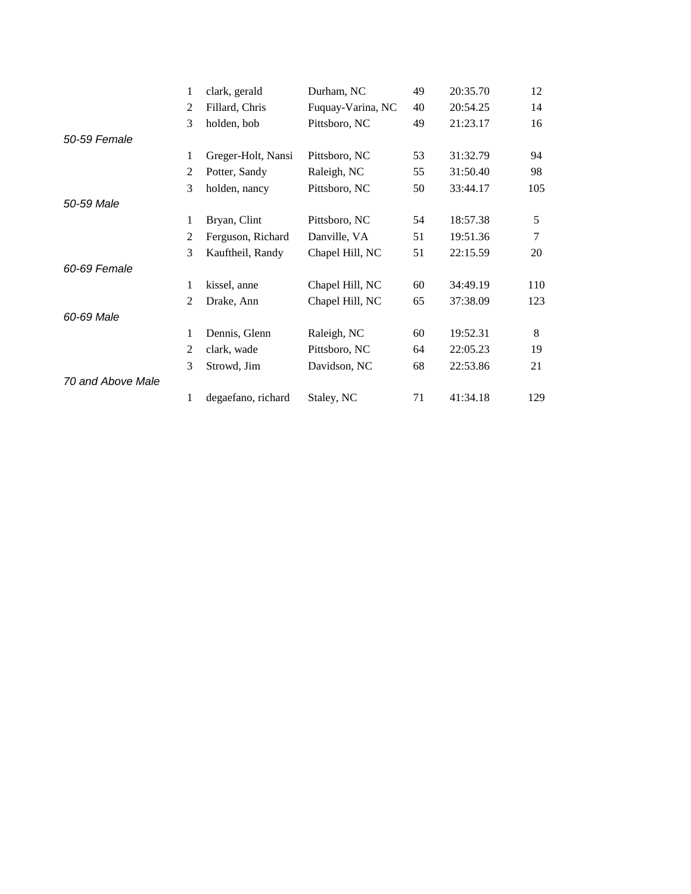| | | | | | | |
|---|---|---|---|---|---|---|
| | 1 | clark, gerald | Durham, NC | 49 | 20:35.70 | 12 |
| | 2 | Fillard, Chris | Fuquay-Varina, NC | 40 | 20:54.25 | 14 |
| | 3 | holden, bob | Pittsboro, NC | 49 | 21:23.17 | 16 |
| *50-59 Female* | | | | | | |
| | 1 | Greger-Holt, Nansi | Pittsboro, NC | 53 | 31:32.79 | 94 |
| | 2 | Potter, Sandy | Raleigh, NC | 55 | 31:50.40 | 98 |
| | 3 | holden, nancy | Pittsboro, NC | 50 | 33:44.17 | 105 |
| *50-59 Male* | | | | | | |
| | 1 | Bryan, Clint | Pittsboro, NC | 54 | 18:57.38 | 5 |
| | 2 | Ferguson, Richard | Danville, VA | 51 | 19:51.36 | 7 |
| | 3 | Kauftheil, Randy | Chapel Hill, NC | 51 | 22:15.59 | 20 |
| *60-69 Female* | | | | | | |
| | 1 | kissel, anne | Chapel Hill, NC | 60 | 34:49.19 | 110 |
| | 2 | Drake, Ann | Chapel Hill, NC | 65 | 37:38.09 | 123 |
| *60-69 Male* | | | | | | |
| | 1 | Dennis, Glenn | Raleigh, NC | 60 | 19:52.31 | 8 |
| | 2 | clark, wade | Pittsboro, NC | 64 | 22:05.23 | 19 |
| | 3 | Strowd, Jim | Davidson, NC | 68 | 22:53.86 | 21 |
| *70 and Above Male* | | | | | | |
| | 1 | degaefano, richard | Staley, NC | 71 | 41:34.18 | 129 |